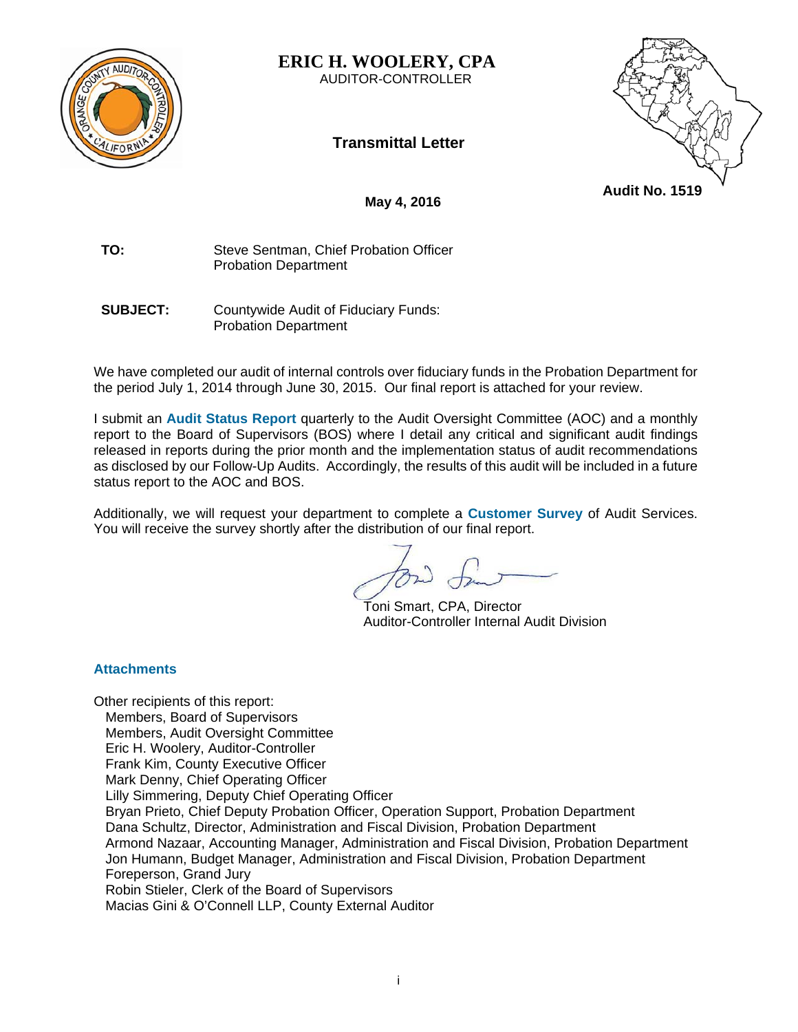# ERIC H. WOOLERY, CPA

AUDITOR-CONTROLLER

## Transmittal Letter

**Audit No. 1519**

**May 4, 2016**

**TO:** Steve Sentman, Chief Probation Officer
Probation Department

**SUBJECT:** Countywide Audit of Fiduciary Funds:
Probation Department

We have completed our audit of internal controls over fiduciary funds in the Probation Department for the period July 1, 2014 through June 30, 2015. Our final report is attached for your review.

I submit an **Audit Status Report** quarterly to the Audit Oversight Committee (AOC) and a monthly report to the Board of Supervisors (BOS) where I detail any critical and significant audit findings released in reports during the prior month and the implementation status of audit recommendations as disclosed by our Follow-Up Audits. Accordingly, the results of this audit will be included in a future status report to the AOC and BOS.

Additionally, we will request your department to complete a **Customer Survey** of Audit Services. You will receive the survey shortly after the distribution of our final report.

Toni Smart, CPA, Director
Auditor-Controller Internal Audit Division

**Attachments**

Other recipients of this report:
- Members, Board of Supervisors
- Members, Audit Oversight Committee
- Eric H. Woolery, Auditor-Controller
- Frank Kim, County Executive Officer
- Mark Denny, Chief Operating Officer
- Lilly Simmering, Deputy Chief Operating Officer
- Bryan Prieto, Chief Deputy Probation Officer, Operation Support, Probation Department
- Dana Schultz, Director, Administration and Fiscal Division, Probation Department
- Armond Nazaar, Accounting Manager, Administration and Fiscal Division, Probation Department
- Jon Humann, Budget Manager, Administration and Fiscal Division, Probation Department
- Foreperson, Grand Jury
- Robin Stieler, Clerk of the Board of Supervisors
- Macias Gini & O'Connell LLP, County External Auditor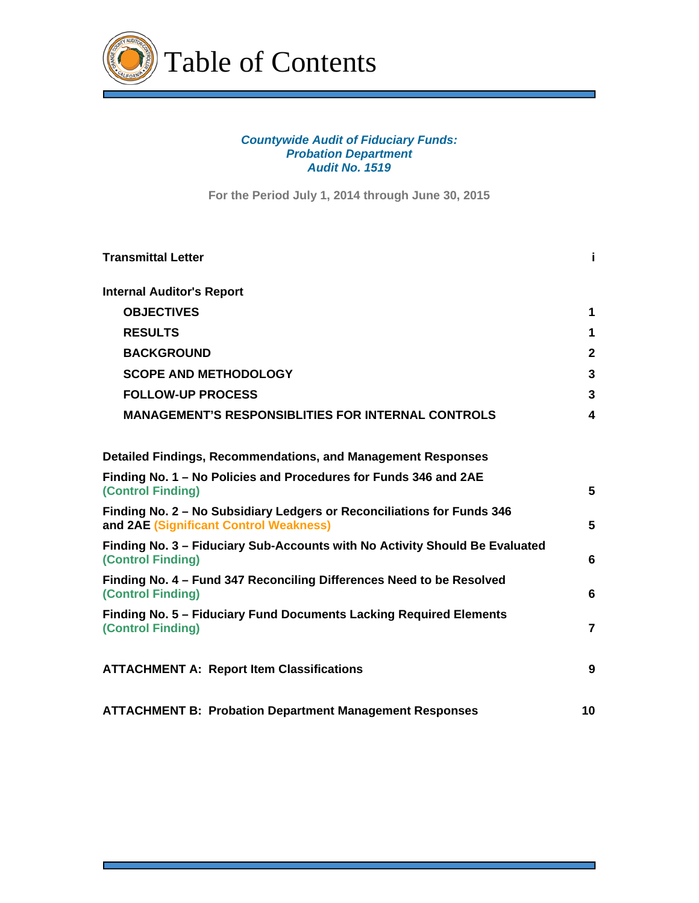# Table of Contents

***Countywide Audit of Fiduciary Funds:***
***Probation Department***
***Audit No. 1519***

**For the Period July 1, 2014 through June 30, 2015**

| | |
|---|---|
| **Transmittal Letter** | **i** |
| **Internal Auditor's Report** | |
| **OBJECTIVES** | **1** |
| **RESULTS** | **1** |
| **BACKGROUND** | **2** |
| **SCOPE AND METHODOLOGY** | **3** |
| **FOLLOW-UP PROCESS** | **3** |
| **MANAGEMENT'S RESPONSIBLITIES FOR INTERNAL CONTROLS** | **4** |
| **Detailed Findings, Recommendations, and Management Responses** | |
| **Finding No. 1 – No Policies and Procedures for Funds 346 and 2AE (Control Finding)** | **5** |
| **Finding No. 2 – No Subsidiary Ledgers or Reconciliations for Funds 346 and 2AE (Significant Control Weakness)** | **5** |
| **Finding No. 3 – Fiduciary Sub-Accounts with No Activity Should Be Evaluated (Control Finding)** | **6** |
| **Finding No. 4 – Fund 347 Reconciling Differences Need to be Resolved (Control Finding)** | **6** |
| **Finding No. 5 – Fiduciary Fund Documents Lacking Required Elements (Control Finding)** | **7** |
| **ATTACHMENT A: Report Item Classifications** | **9** |
| **ATTACHMENT B: Probation Department Management Responses** | **10** |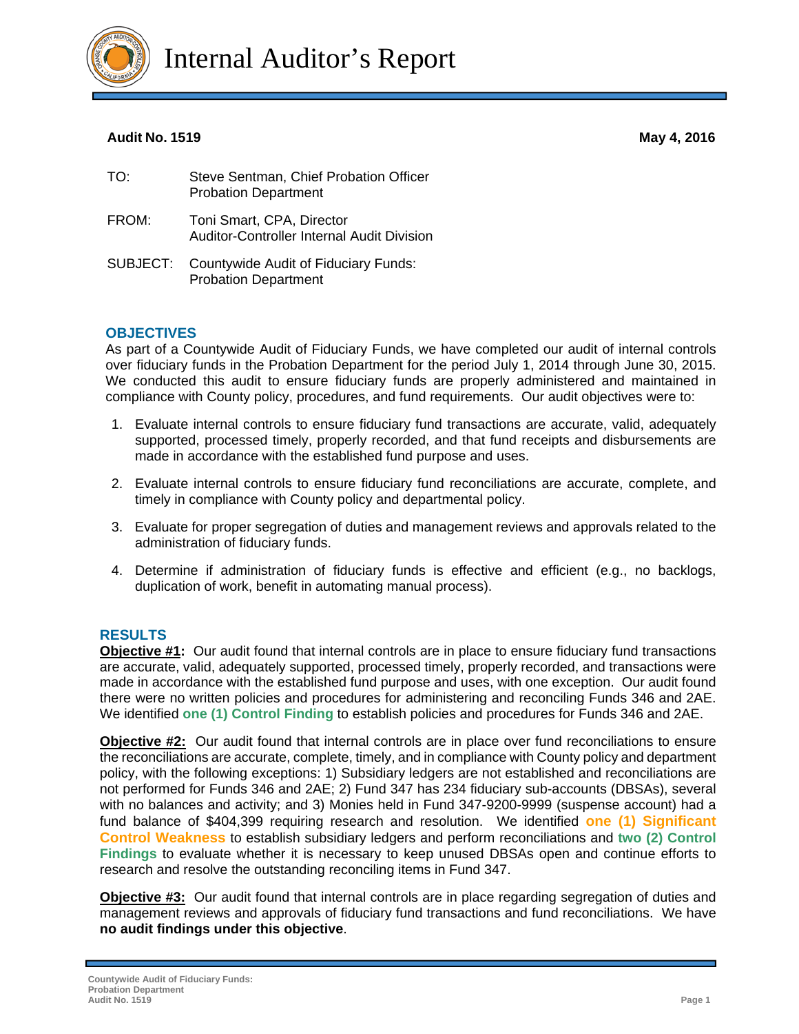# Internal Auditor's Report

**Audit No. 1519** **May 4, 2016**

TO: Steve Sentman, Chief Probation Officer
Probation Department

FROM: Toni Smart, CPA, Director
Auditor-Controller Internal Audit Division

SUBJECT: Countywide Audit of Fiduciary Funds:
Probation Department

## OBJECTIVES

As part of a Countywide Audit of Fiduciary Funds, we have completed our audit of internal controls over fiduciary funds in the Probation Department for the period July 1, 2014 through June 30, 2015. We conducted this audit to ensure fiduciary funds are properly administered and maintained in compliance with County policy, procedures, and fund requirements. Our audit objectives were to:

1. Evaluate internal controls to ensure fiduciary fund transactions are accurate, valid, adequately supported, processed timely, properly recorded, and that fund receipts and disbursements are made in accordance with the established fund purpose and uses.
2. Evaluate internal controls to ensure fiduciary fund reconciliations are accurate, complete, and timely in compliance with County policy and departmental policy.
3. Evaluate for proper segregation of duties and management reviews and approvals related to the administration of fiduciary funds.
4. Determine if administration of fiduciary funds is effective and efficient (e.g., no backlogs, duplication of work, benefit in automating manual process).

## RESULTS

**Objective #1:** Our audit found that internal controls are in place to ensure fiduciary fund transactions are accurate, valid, adequately supported, processed timely, properly recorded, and transactions were made in accordance with the established fund purpose and uses, with one exception. Our audit found there were no written policies and procedures for administering and reconciling Funds 346 and 2AE. We identified **one (1) Control Finding** to establish policies and procedures for Funds 346 and 2AE.

**Objective #2:** Our audit found that internal controls are in place over fund reconciliations to ensure the reconciliations are accurate, complete, timely, and in compliance with County policy and department policy, with the following exceptions: 1) Subsidiary ledgers are not established and reconciliations are not performed for Funds 346 and 2AE; 2) Fund 347 has 234 fiduciary sub-accounts (DBSAs), several with no balances and activity; and 3) Monies held in Fund 347-9200-9999 (suspense account) had a fund balance of $404,399 requiring research and resolution. We identified **one (1) Significant Control Weakness** to establish subsidiary ledgers and perform reconciliations and **two (2) Control Findings** to evaluate whether it is necessary to keep unused DBSAs open and continue efforts to research and resolve the outstanding reconciling items in Fund 347.

**Objective #3:** Our audit found that internal controls are in place regarding segregation of duties and management reviews and approvals of fiduciary fund transactions and fund reconciliations. We have **no audit findings under this objective**.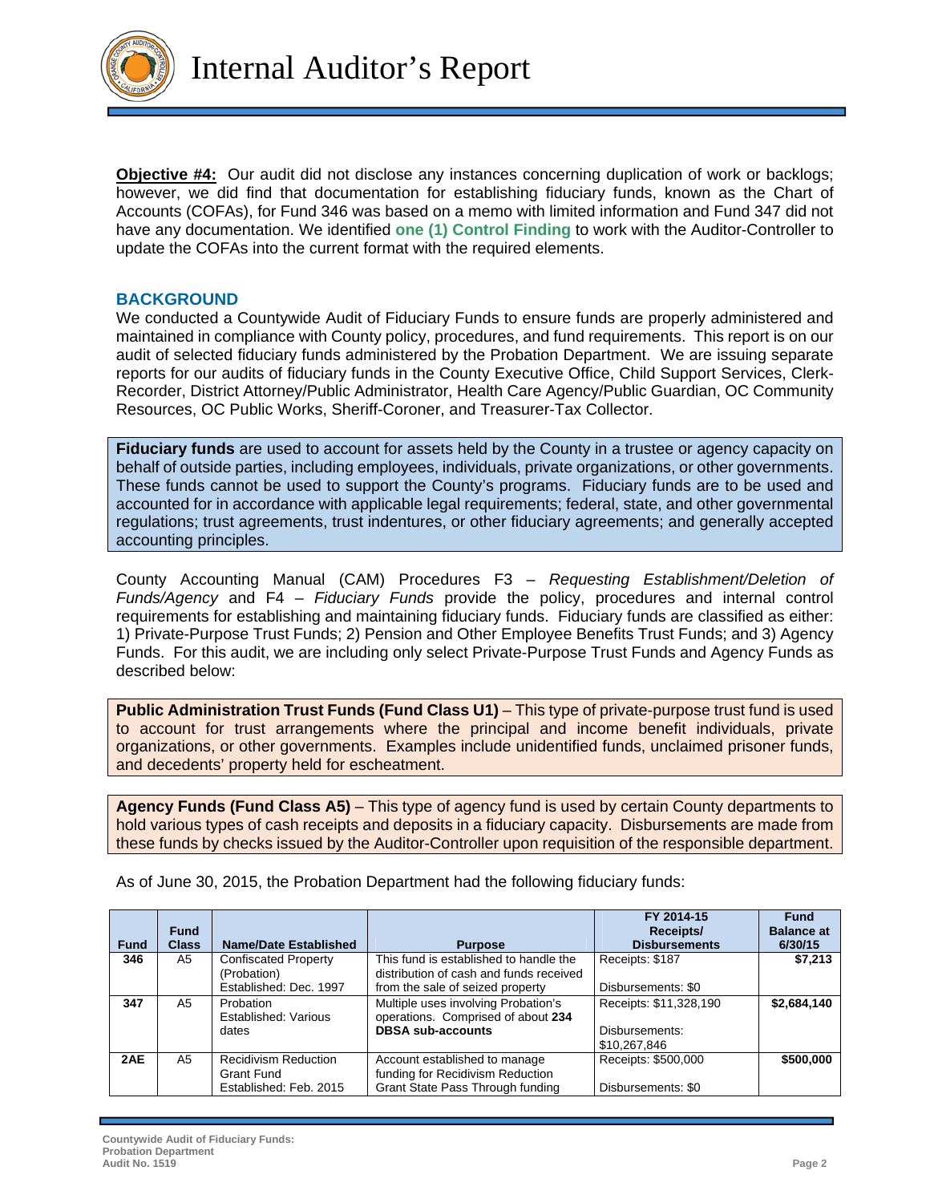**Objective #4:** Our audit did not disclose any instances concerning duplication of work or backlogs; however, we did find that documentation for establishing fiduciary funds, known as the Chart of Accounts (COFAs), for Fund 346 was based on a memo with limited information and Fund 347 did not have any documentation. We identified **one (1) Control Finding** to work with the Auditor-Controller to update the COFAs into the current format with the required elements.

## BACKGROUND

We conducted a Countywide Audit of Fiduciary Funds to ensure funds are properly administered and maintained in compliance with County policy, procedures, and fund requirements. This report is on our audit of selected fiduciary funds administered by the Probation Department. We are issuing separate reports for our audits of fiduciary funds in the County Executive Office, Child Support Services, Clerk-Recorder, District Attorney/Public Administrator, Health Care Agency/Public Guardian, OC Community Resources, OC Public Works, Sheriff-Coroner, and Treasurer-Tax Collector.

**Fiduciary funds** are used to account for assets held by the County in a trustee or agency capacity on behalf of outside parties, including employees, individuals, private organizations, or other governments. These funds cannot be used to support the County's programs. Fiduciary funds are to be used and accounted for in accordance with applicable legal requirements; federal, state, and other governmental regulations; trust agreements, trust indentures, or other fiduciary agreements; and generally accepted accounting principles.

County Accounting Manual (CAM) Procedures F3 – *Requesting Establishment/Deletion of Funds/Agency* and F4 – *Fiduciary Funds* provide the policy, procedures and internal control requirements for establishing and maintaining fiduciary funds. Fiduciary funds are classified as either: 1) Private-Purpose Trust Funds; 2) Pension and Other Employee Benefits Trust Funds; and 3) Agency Funds. For this audit, we are including only select Private-Purpose Trust Funds and Agency Funds as described below:

**Public Administration Trust Funds (Fund Class U1)** – This type of private-purpose trust fund is used to account for trust arrangements where the principal and income benefit individuals, private organizations, or other governments. Examples include unidentified funds, unclaimed prisoner funds, and decedents' property held for escheatment.

**Agency Funds (Fund Class A5)** – This type of agency fund is used by certain County departments to hold various types of cash receipts and deposits in a fiduciary capacity. Disbursements are made from these funds by checks issued by the Auditor-Controller upon requisition of the responsible department.

As of June 30, 2015, the Probation Department had the following fiduciary funds:

| Fund | Fund Class | Name/Date Established | Purpose | FY 2014-15 Receipts/ Disbursements | Fund Balance at 6/30/15 |
|---|---|---|---|---|---|
| **346** | A5 | Confiscated Property (Probation) Established: Dec. 1997 | This fund is established to handle the distribution of cash and funds received from the sale of seized property | Receipts: $187<br>Disbursements: $0 | **$7,213** |
| **347** | A5 | Probation Established: Various dates | Multiple uses involving Probation's operations. Comprised of about **234 DBSA sub-accounts** | Receipts: $11,328,190<br>Disbursements: $10,267,846 | **$2,684,140** |
| **2AE** | A5 | Recidivism Reduction Grant Fund Established: Feb. 2015 | Account established to manage funding for Recidivism Reduction Grant State Pass Through funding | Receipts: $500,000<br>Disbursements: $0 | **$500,000** |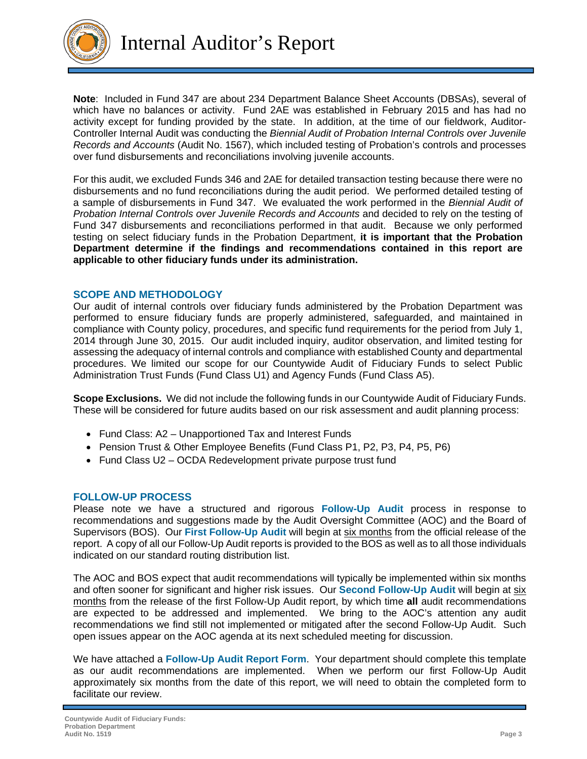**Note**: Included in Fund 347 are about 234 Department Balance Sheet Accounts (DBSAs), several of which have no balances or activity. Fund 2AE was established in February 2015 and has had no activity except for funding provided by the state. In addition, at the time of our fieldwork, Auditor-Controller Internal Audit was conducting the *Biennial Audit of Probation Internal Controls over Juvenile Records and Accounts* (Audit No. 1567), which included testing of Probation's controls and processes over fund disbursements and reconciliations involving juvenile accounts.

For this audit, we excluded Funds 346 and 2AE for detailed transaction testing because there were no disbursements and no fund reconciliations during the audit period. We performed detailed testing of a sample of disbursements in Fund 347. We evaluated the work performed in the *Biennial Audit of Probation Internal Controls over Juvenile Records and Accounts* and decided to rely on the testing of Fund 347 disbursements and reconciliations performed in that audit. Because we only performed testing on select fiduciary funds in the Probation Department, **it is important that the Probation Department determine if the findings and recommendations contained in this report are applicable to other fiduciary funds under its administration.**

## SCOPE AND METHODOLOGY

Our audit of internal controls over fiduciary funds administered by the Probation Department was performed to ensure fiduciary funds are properly administered, safeguarded, and maintained in compliance with County policy, procedures, and specific fund requirements for the period from July 1, 2014 through June 30, 2015. Our audit included inquiry, auditor observation, and limited testing for assessing the adequacy of internal controls and compliance with established County and departmental procedures. We limited our scope for our Countywide Audit of Fiduciary Funds to select Public Administration Trust Funds (Fund Class U1) and Agency Funds (Fund Class A5).

**Scope Exclusions.** We did not include the following funds in our Countywide Audit of Fiduciary Funds. These will be considered for future audits based on our risk assessment and audit planning process:

- Fund Class: A2 – Unapportioned Tax and Interest Funds
- Pension Trust & Other Employee Benefits (Fund Class P1, P2, P3, P4, P5, P6)
- Fund Class U2 – OCDA Redevelopment private purpose trust fund

## FOLLOW-UP PROCESS

Please note we have a structured and rigorous **Follow-Up Audit** process in response to recommendations and suggestions made by the Audit Oversight Committee (AOC) and the Board of Supervisors (BOS). Our **First Follow-Up Audit** will begin at six months from the official release of the report. A copy of all our Follow-Up Audit reports is provided to the BOS as well as to all those individuals indicated on our standard routing distribution list.

The AOC and BOS expect that audit recommendations will typically be implemented within six months and often sooner for significant and higher risk issues. Our **Second Follow-Up Audit** will begin at six months from the release of the first Follow-Up Audit report, by which time **all** audit recommendations are expected to be addressed and implemented. We bring to the AOC's attention any audit recommendations we find still not implemented or mitigated after the second Follow-Up Audit. Such open issues appear on the AOC agenda at its next scheduled meeting for discussion.

We have attached a **Follow-Up Audit Report Form**. Your department should complete this template as our audit recommendations are implemented. When we perform our first Follow-Up Audit approximately six months from the date of this report, we will need to obtain the completed form to facilitate our review.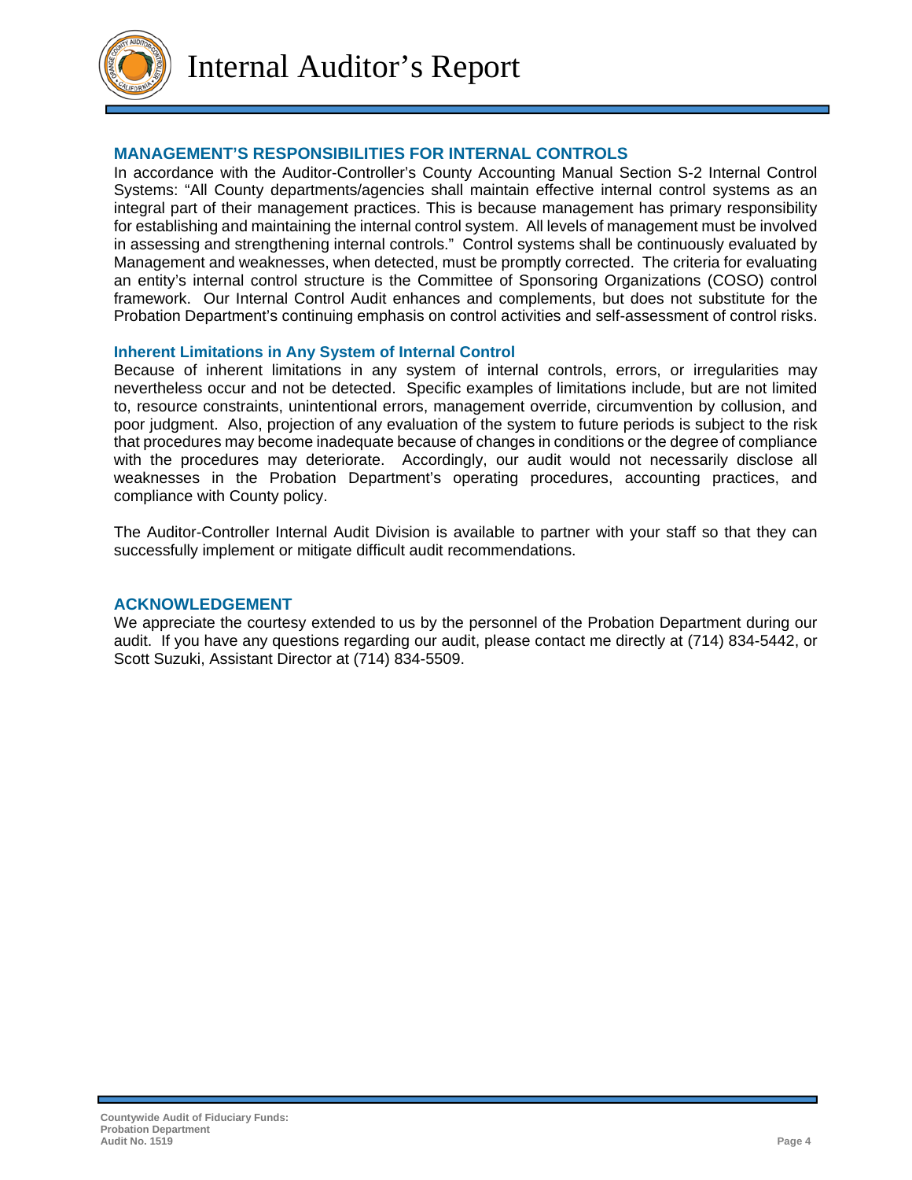# Internal Auditor's Report

## MANAGEMENT'S RESPONSIBILITIES FOR INTERNAL CONTROLS

In accordance with the Auditor-Controller's County Accounting Manual Section S-2 Internal Control Systems: "All County departments/agencies shall maintain effective internal control systems as an integral part of their management practices. This is because management has primary responsibility for establishing and maintaining the internal control system. All levels of management must be involved in assessing and strengthening internal controls." Control systems shall be continuously evaluated by Management and weaknesses, when detected, must be promptly corrected. The criteria for evaluating an entity's internal control structure is the Committee of Sponsoring Organizations (COSO) control framework. Our Internal Control Audit enhances and complements, but does not substitute for the Probation Department's continuing emphasis on control activities and self-assessment of control risks.

### Inherent Limitations in Any System of Internal Control

Because of inherent limitations in any system of internal controls, errors, or irregularities may nevertheless occur and not be detected. Specific examples of limitations include, but are not limited to, resource constraints, unintentional errors, management override, circumvention by collusion, and poor judgment. Also, projection of any evaluation of the system to future periods is subject to the risk that procedures may become inadequate because of changes in conditions or the degree of compliance with the procedures may deteriorate. Accordingly, our audit would not necessarily disclose all weaknesses in the Probation Department's operating procedures, accounting practices, and compliance with County policy.

The Auditor-Controller Internal Audit Division is available to partner with your staff so that they can successfully implement or mitigate difficult audit recommendations.

## ACKNOWLEDGEMENT

We appreciate the courtesy extended to us by the personnel of the Probation Department during our audit. If you have any questions regarding our audit, please contact me directly at (714) 834-5442, or Scott Suzuki, Assistant Director at (714) 834-5509.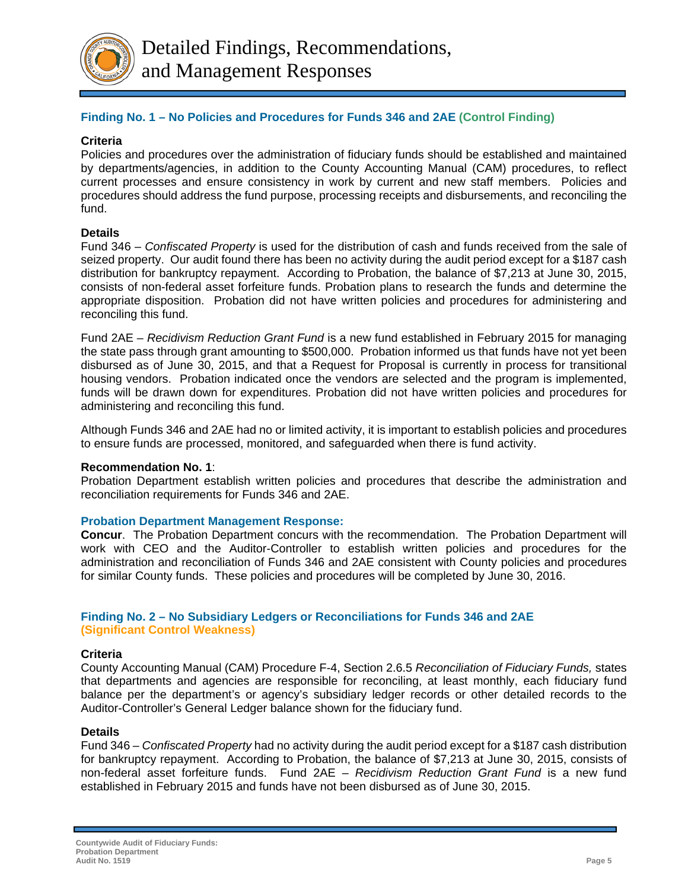# Detailed Findings, Recommendations, and Management Responses

### Finding No. 1 – No Policies and Procedures for Funds 346 and 2AE (Control Finding)

**Criteria**

Policies and procedures over the administration of fiduciary funds should be established and maintained by departments/agencies, in addition to the County Accounting Manual (CAM) procedures, to reflect current processes and ensure consistency in work by current and new staff members. Policies and procedures should address the fund purpose, processing receipts and disbursements, and reconciling the fund.

**Details**

Fund 346 – *Confiscated Property* is used for the distribution of cash and funds received from the sale of seized property. Our audit found there has been no activity during the audit period except for a $187 cash distribution for bankruptcy repayment. According to Probation, the balance of $7,213 at June 30, 2015, consists of non-federal asset forfeiture funds. Probation plans to research the funds and determine the appropriate disposition. Probation did not have written policies and procedures for administering and reconciling this fund.

Fund 2AE – *Recidivism Reduction Grant Fund* is a new fund established in February 2015 for managing the state pass through grant amounting to $500,000. Probation informed us that funds have not yet been disbursed as of June 30, 2015, and that a Request for Proposal is currently in process for transitional housing vendors. Probation indicated once the vendors are selected and the program is implemented, funds will be drawn down for expenditures. Probation did not have written policies and procedures for administering and reconciling this fund.

Although Funds 346 and 2AE had no or limited activity, it is important to establish policies and procedures to ensure funds are processed, monitored, and safeguarded when there is fund activity.

**Recommendation No. 1**:

Probation Department establish written policies and procedures that describe the administration and reconciliation requirements for Funds 346 and 2AE.

**Probation Department Management Response:**

**Concur**. The Probation Department concurs with the recommendation. The Probation Department will work with CEO and the Auditor-Controller to establish written policies and procedures for the administration and reconciliation of Funds 346 and 2AE consistent with County policies and procedures for similar County funds. These policies and procedures will be completed by June 30, 2016.

### Finding No. 2 – No Subsidiary Ledgers or Reconciliations for Funds 346 and 2AE (Significant Control Weakness)

**Criteria**

County Accounting Manual (CAM) Procedure F-4, Section 2.6.5 *Reconciliation of Fiduciary Funds,* states that departments and agencies are responsible for reconciling, at least monthly, each fiduciary fund balance per the department's or agency's subsidiary ledger records or other detailed records to the Auditor-Controller's General Ledger balance shown for the fiduciary fund.

**Details**

Fund 346 – *Confiscated Property* had no activity during the audit period except for a $187 cash distribution for bankruptcy repayment. According to Probation, the balance of $7,213 at June 30, 2015, consists of non-federal asset forfeiture funds. Fund 2AE – *Recidivism Reduction Grant Fund* is a new fund established in February 2015 and funds have not been disbursed as of June 30, 2015.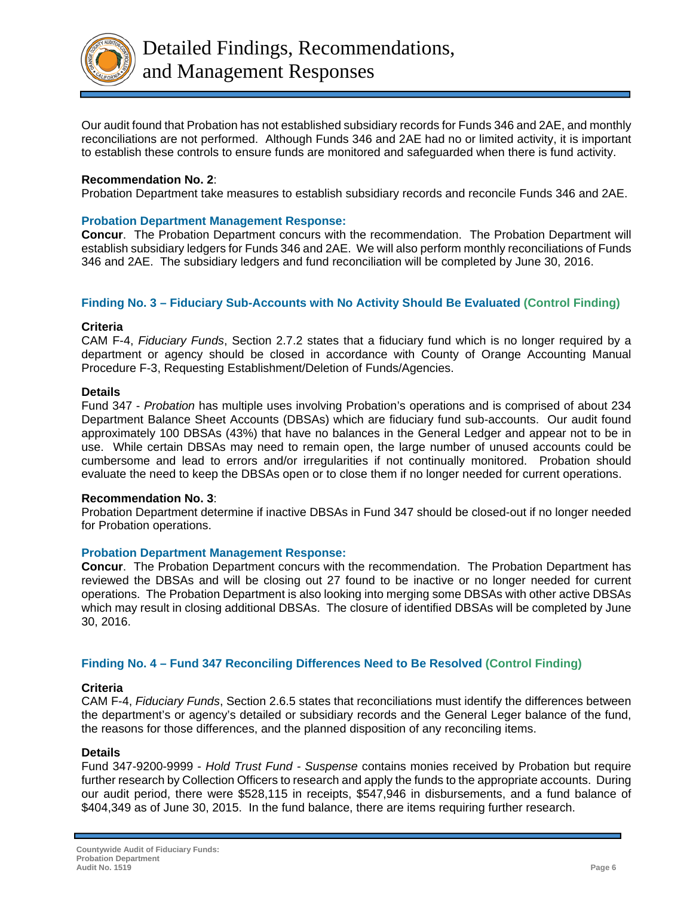Our audit found that Probation has not established subsidiary records for Funds 346 and 2AE, and monthly reconciliations are not performed. Although Funds 346 and 2AE had no or limited activity, it is important to establish these controls to ensure funds are monitored and safeguarded when there is fund activity.

**Recommendation No. 2**:
Probation Department take measures to establish subsidiary records and reconcile Funds 346 and 2AE.

**Probation Department Management Response:**
**Concur**. The Probation Department concurs with the recommendation. The Probation Department will establish subsidiary ledgers for Funds 346 and 2AE. We will also perform monthly reconciliations of Funds 346 and 2AE. The subsidiary ledgers and fund reconciliation will be completed by June 30, 2016.

### Finding No. 3 – Fiduciary Sub-Accounts with No Activity Should Be Evaluated (Control Finding)

**Criteria**
CAM F-4, *Fiduciary Funds*, Section 2.7.2 states that a fiduciary fund which is no longer required by a department or agency should be closed in accordance with County of Orange Accounting Manual Procedure F-3, Requesting Establishment/Deletion of Funds/Agencies.

**Details**
Fund 347 - *Probation* has multiple uses involving Probation's operations and is comprised of about 234 Department Balance Sheet Accounts (DBSAs) which are fiduciary fund sub-accounts. Our audit found approximately 100 DBSAs (43%) that have no balances in the General Ledger and appear not to be in use. While certain DBSAs may need to remain open, the large number of unused accounts could be cumbersome and lead to errors and/or irregularities if not continually monitored. Probation should evaluate the need to keep the DBSAs open or to close them if no longer needed for current operations.

**Recommendation No. 3**:
Probation Department determine if inactive DBSAs in Fund 347 should be closed-out if no longer needed for Probation operations.

**Probation Department Management Response:**
**Concur**. The Probation Department concurs with the recommendation. The Probation Department has reviewed the DBSAs and will be closing out 27 found to be inactive or no longer needed for current operations. The Probation Department is also looking into merging some DBSAs with other active DBSAs which may result in closing additional DBSAs. The closure of identified DBSAs will be completed by June 30, 2016.

### Finding No. 4 – Fund 347 Reconciling Differences Need to Be Resolved (Control Finding)

**Criteria**
CAM F-4, *Fiduciary Funds*, Section 2.6.5 states that reconciliations must identify the differences between the department's or agency's detailed or subsidiary records and the General Leger balance of the fund, the reasons for those differences, and the planned disposition of any reconciling items.

**Details**
Fund 347-9200-9999 - *Hold Trust Fund - Suspense* contains monies received by Probation but require further research by Collection Officers to research and apply the funds to the appropriate accounts. During our audit period, there were $528,115 in receipts, $547,946 in disbursements, and a fund balance of $404,349 as of June 30, 2015. In the fund balance, there are items requiring further research.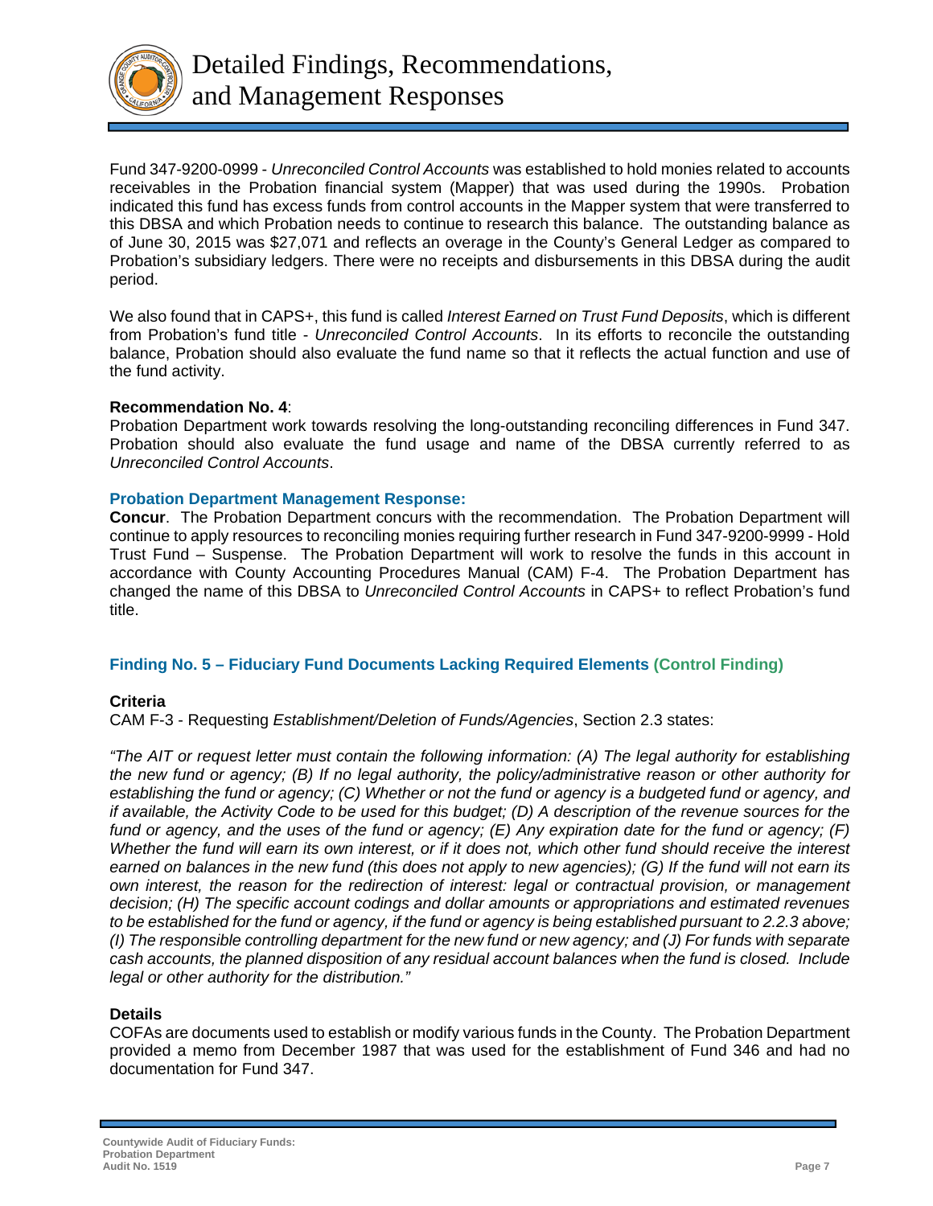Fund 347-9200-0999 - *Unreconciled Control Accounts* was established to hold monies related to accounts receivables in the Probation financial system (Mapper) that was used during the 1990s. Probation indicated this fund has excess funds from control accounts in the Mapper system that were transferred to this DBSA and which Probation needs to continue to research this balance. The outstanding balance as of June 30, 2015 was $27,071 and reflects an overage in the County's General Ledger as compared to Probation's subsidiary ledgers. There were no receipts and disbursements in this DBSA during the audit period.

We also found that in CAPS+, this fund is called *Interest Earned on Trust Fund Deposits*, which is different from Probation's fund title - *Unreconciled Control Accounts*. In its efforts to reconcile the outstanding balance, Probation should also evaluate the fund name so that it reflects the actual function and use of the fund activity.

**Recommendation No. 4**:
Probation Department work towards resolving the long-outstanding reconciling differences in Fund 347. Probation should also evaluate the fund usage and name of the DBSA currently referred to as *Unreconciled Control Accounts*.

**Probation Department Management Response:**
**Concur**. The Probation Department concurs with the recommendation. The Probation Department will continue to apply resources to reconciling monies requiring further research in Fund 347-9200-9999 - Hold Trust Fund – Suspense. The Probation Department will work to resolve the funds in this account in accordance with County Accounting Procedures Manual (CAM) F-4. The Probation Department has changed the name of this DBSA to *Unreconciled Control Accounts* in CAPS+ to reflect Probation's fund title.

### Finding No. 5 – Fiduciary Fund Documents Lacking Required Elements (Control Finding)

**Criteria**
CAM F-3 - Requesting *Establishment/Deletion of Funds/Agencies*, Section 2.3 states:

*"The AIT or request letter must contain the following information: (A) The legal authority for establishing the new fund or agency; (B) If no legal authority, the policy/administrative reason or other authority for establishing the fund or agency; (C) Whether or not the fund or agency is a budgeted fund or agency, and if available, the Activity Code to be used for this budget; (D) A description of the revenue sources for the fund or agency, and the uses of the fund or agency; (E) Any expiration date for the fund or agency; (F) Whether the fund will earn its own interest, or if it does not, which other fund should receive the interest earned on balances in the new fund (this does not apply to new agencies); (G) If the fund will not earn its own interest, the reason for the redirection of interest: legal or contractual provision, or management decision; (H) The specific account codings and dollar amounts or appropriations and estimated revenues to be established for the fund or agency, if the fund or agency is being established pursuant to 2.2.3 above; (I) The responsible controlling department for the new fund or new agency; and (J) For funds with separate cash accounts, the planned disposition of any residual account balances when the fund is closed. Include legal or other authority for the distribution."*

**Details**
COFAs are documents used to establish or modify various funds in the County. The Probation Department provided a memo from December 1987 that was used for the establishment of Fund 346 and had no documentation for Fund 347.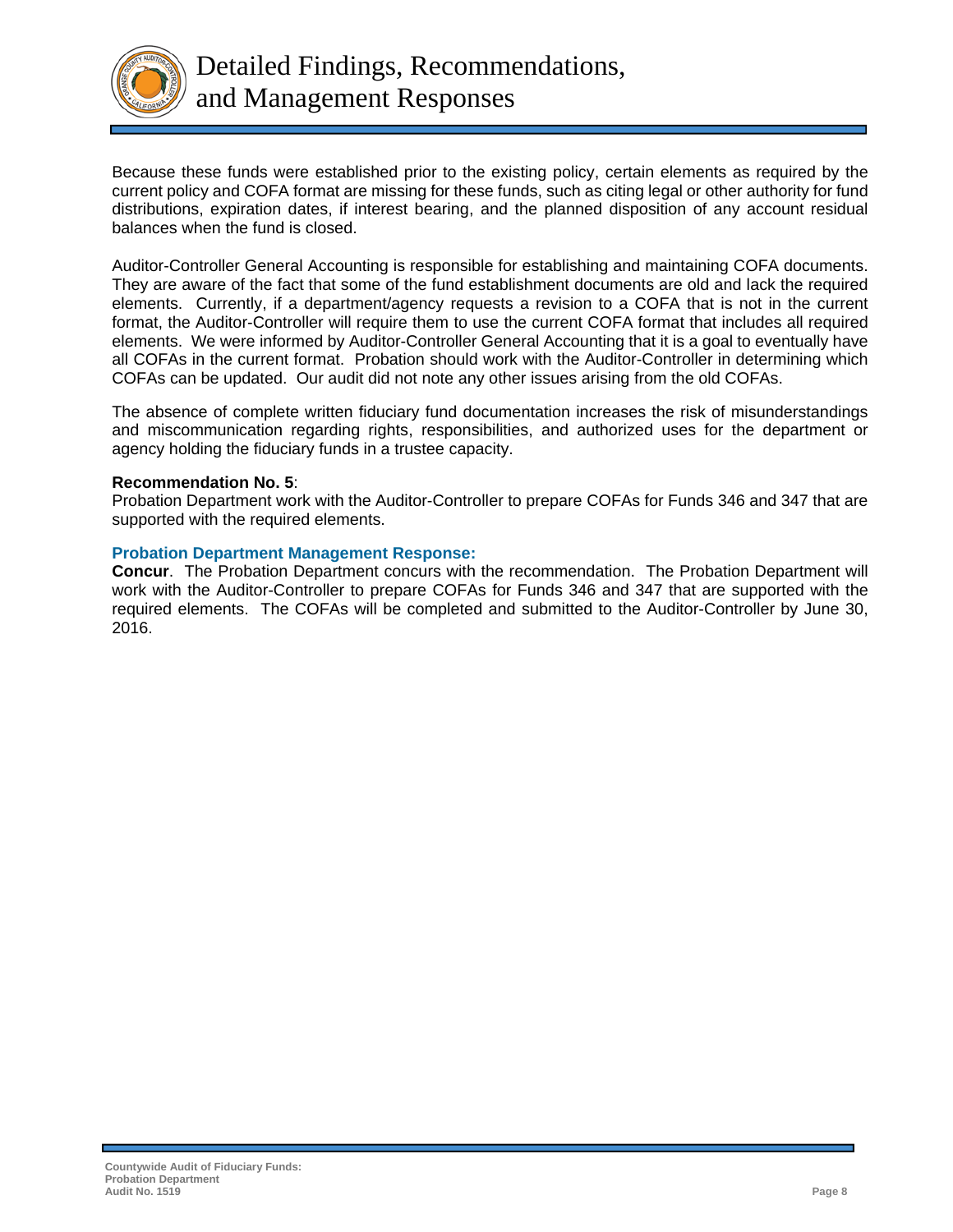# Detailed Findings, Recommendations, and Management Responses

Because these funds were established prior to the existing policy, certain elements as required by the current policy and COFA format are missing for these funds, such as citing legal or other authority for fund distributions, expiration dates, if interest bearing, and the planned disposition of any account residual balances when the fund is closed.

Auditor-Controller General Accounting is responsible for establishing and maintaining COFA documents. They are aware of the fact that some of the fund establishment documents are old and lack the required elements. Currently, if a department/agency requests a revision to a COFA that is not in the current format, the Auditor-Controller will require them to use the current COFA format that includes all required elements. We were informed by Auditor-Controller General Accounting that it is a goal to eventually have all COFAs in the current format. Probation should work with the Auditor-Controller in determining which COFAs can be updated. Our audit did not note any other issues arising from the old COFAs.

The absence of complete written fiduciary fund documentation increases the risk of misunderstandings and miscommunication regarding rights, responsibilities, and authorized uses for the department or agency holding the fiduciary funds in a trustee capacity.

**Recommendation No. 5**:
Probation Department work with the Auditor-Controller to prepare COFAs for Funds 346 and 347 that are supported with the required elements.

**Probation Department Management Response:**
**Concur**. The Probation Department concurs with the recommendation. The Probation Department will work with the Auditor-Controller to prepare COFAs for Funds 346 and 347 that are supported with the required elements. The COFAs will be completed and submitted to the Auditor-Controller by June 30, 2016.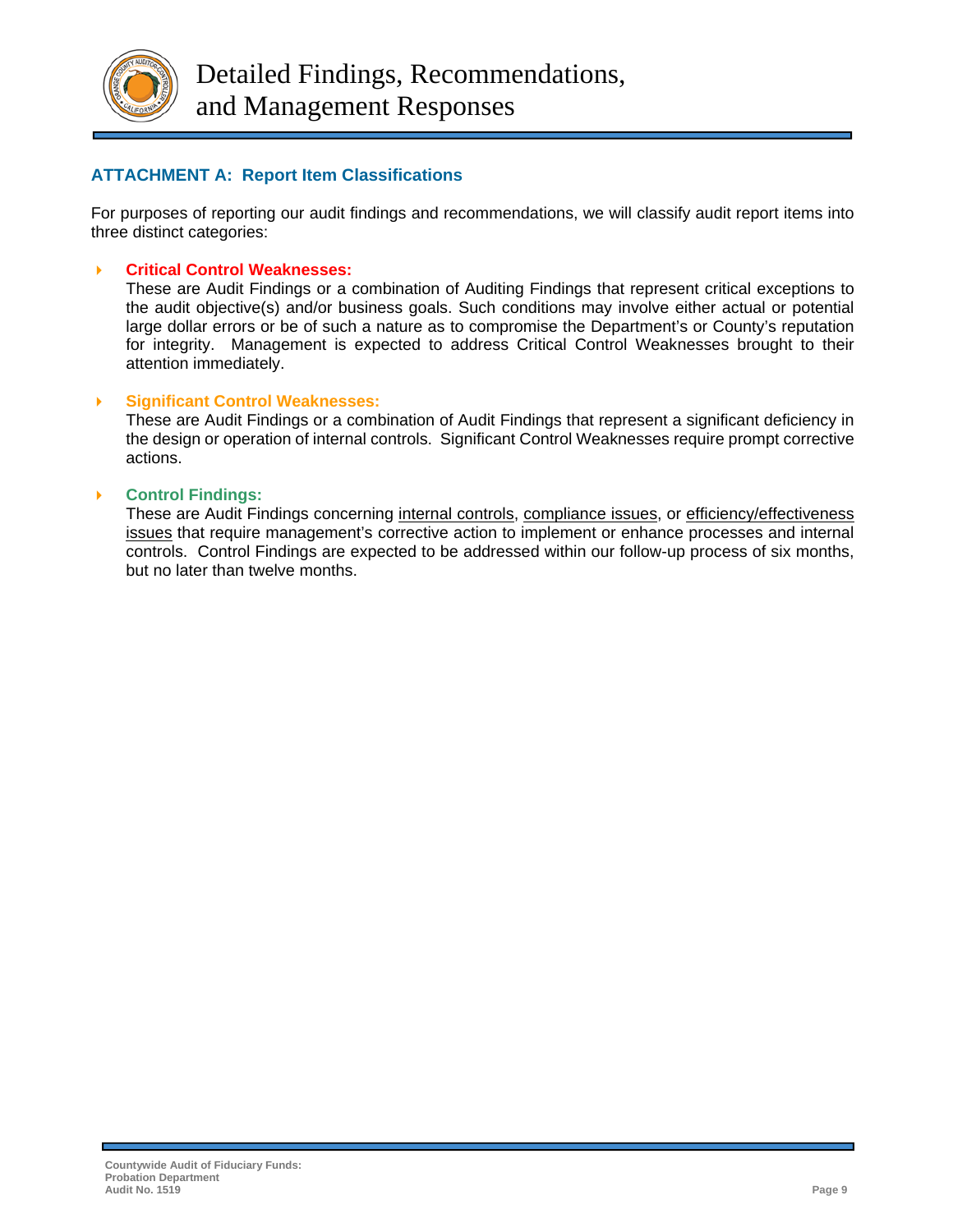# Detailed Findings, Recommendations, and Management Responses

## ATTACHMENT A: Report Item Classifications

For purposes of reporting our audit findings and recommendations, we will classify audit report items into three distinct categories:

- **Critical Control Weaknesses:**
  These are Audit Findings or a combination of Auditing Findings that represent critical exceptions to the audit objective(s) and/or business goals. Such conditions may involve either actual or potential large dollar errors or be of such a nature as to compromise the Department's or County's reputation for integrity. Management is expected to address Critical Control Weaknesses brought to their attention immediately.

- **Significant Control Weaknesses:**
  These are Audit Findings or a combination of Audit Findings that represent a significant deficiency in the design or operation of internal controls. Significant Control Weaknesses require prompt corrective actions.

- **Control Findings:**
  These are Audit Findings concerning internal controls, compliance issues, or efficiency/effectiveness issues that require management's corrective action to implement or enhance processes and internal controls. Control Findings are expected to be addressed within our follow-up process of six months, but no later than twelve months.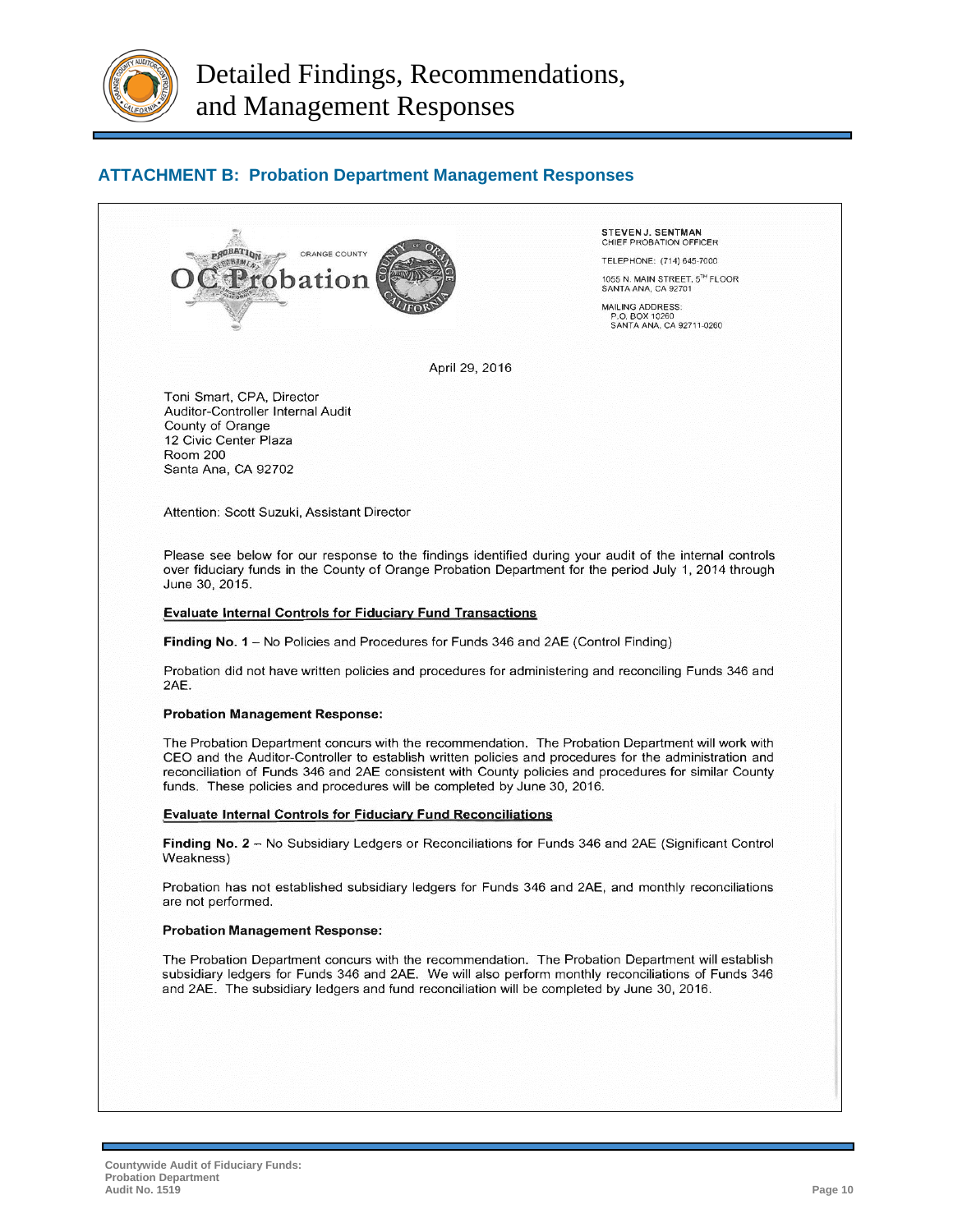# Detailed Findings, Recommendations, and Management Responses

## ATTACHMENT B: Probation Department Management Responses

ORANGE COUNTY
OC Probation

**STEVEN J. SENTMAN**
CHIEF PROBATION OFFICER

TELEPHONE: (714) 645-7000

1055 N. MAIN STREET, 5TH FLOOR
SANTA ANA, CA 92701

MAILING ADDRESS:
P.O. BOX 10260
SANTA ANA, CA 92711-0260

April 29, 2016

Toni Smart, CPA, Director
Auditor-Controller Internal Audit
County of Orange
12 Civic Center Plaza
Room 200
Santa Ana, CA 92702

Attention: Scott Suzuki, Assistant Director

Please see below for our response to the findings identified during your audit of the internal controls over fiduciary funds in the County of Orange Probation Department for the period July 1, 2014 through June 30, 2015.

**Evaluate Internal Controls for Fiduciary Fund Transactions**

**Finding No. 1** – No Policies and Procedures for Funds 346 and 2AE (Control Finding)

Probation did not have written policies and procedures for administering and reconciling Funds 346 and 2AE.

**Probation Management Response:**

The Probation Department concurs with the recommendation. The Probation Department will work with CEO and the Auditor-Controller to establish written policies and procedures for the administration and reconciliation of Funds 346 and 2AE consistent with County policies and procedures for similar County funds. These policies and procedures will be completed by June 30, 2016.

**Evaluate Internal Controls for Fiduciary Fund Reconciliations**

**Finding No. 2** – No Subsidiary Ledgers or Reconciliations for Funds 346 and 2AE (Significant Control Weakness)

Probation has not established subsidiary ledgers for Funds 346 and 2AE, and monthly reconciliations are not performed.

**Probation Management Response:**

The Probation Department concurs with the recommendation. The Probation Department will establish subsidiary ledgers for Funds 346 and 2AE. We will also perform monthly reconciliations of Funds 346 and 2AE. The subsidiary ledgers and fund reconciliation will be completed by June 30, 2016.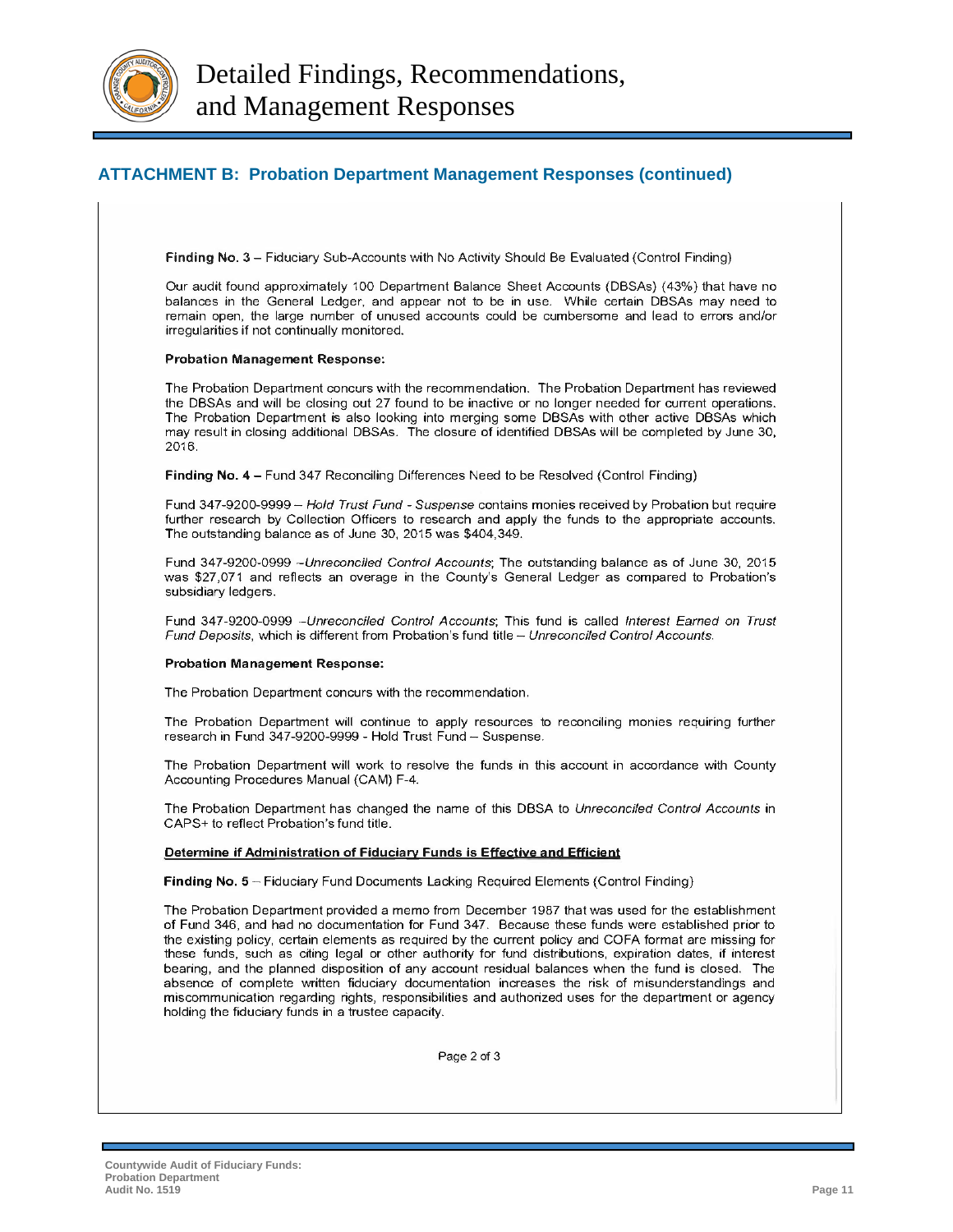# Detailed Findings, Recommendations, and Management Responses

## ATTACHMENT B: Probation Department Management Responses (continued)

**Finding No. 3** – Fiduciary Sub-Accounts with No Activity Should Be Evaluated (Control Finding)

Our audit found approximately 100 Department Balance Sheet Accounts (DBSAs) (43%) that have no balances in the General Ledger, and appear not to be in use. While certain DBSAs may need to remain open, the large number of unused accounts could be cumbersome and lead to errors and/or irregularities if not continually monitored.

**Probation Management Response:**

The Probation Department concurs with the recommendation. The Probation Department has reviewed the DBSAs and will be closing out 27 found to be inactive or no longer needed for current operations. The Probation Department is also looking into merging some DBSAs with other active DBSAs which may result in closing additional DBSAs. The closure of identified DBSAs will be completed by June 30, 2016.

**Finding No. 4 –** Fund 347 Reconciling Differences Need to be Resolved (Control Finding)

Fund 347-9200-9999 – *Hold Trust Fund - Suspense* contains monies received by Probation but require further research by Collection Officers to research and apply the funds to the appropriate accounts. The outstanding balance as of June 30, 2015 was $404,349.

Fund 347-9200-0999 –*Unreconciled Control Accounts*; The outstanding balance as of June 30, 2015 was $27,071 and reflects an overage in the County's General Ledger as compared to Probation's subsidiary ledgers.

Fund 347-9200-0999 –*Unreconciled Control Accounts*; This fund is called *Interest Earned on Trust Fund Deposits*, which is different from Probation's fund title – *Unreconciled Control Accounts*.

**Probation Management Response:**

The Probation Department concurs with the recommendation.

The Probation Department will continue to apply resources to reconciling monies requiring further research in Fund 347-9200-9999 - Hold Trust Fund – Suspense.

The Probation Department will work to resolve the funds in this account in accordance with County Accounting Procedures Manual (CAM) F-4.

The Probation Department has changed the name of this DBSA to *Unreconciled Control Accounts* in CAPS+ to reflect Probation's fund title.

**Determine if Administration of Fiduciary Funds is Effective and Efficient**

**Finding No. 5** – Fiduciary Fund Documents Lacking Required Elements (Control Finding)

The Probation Department provided a memo from December 1987 that was used for the establishment of Fund 346, and had no documentation for Fund 347. Because these funds were established prior to the existing policy, certain elements as required by the current policy and COFA format are missing for these funds, such as citing legal or other authority for fund distributions, expiration dates, if interest bearing, and the planned disposition of any account residual balances when the fund is closed. The absence of complete written fiduciary documentation increases the risk of misunderstandings and miscommunication regarding rights, responsibilities and authorized uses for the department or agency holding the fiduciary funds in a trustee capacity.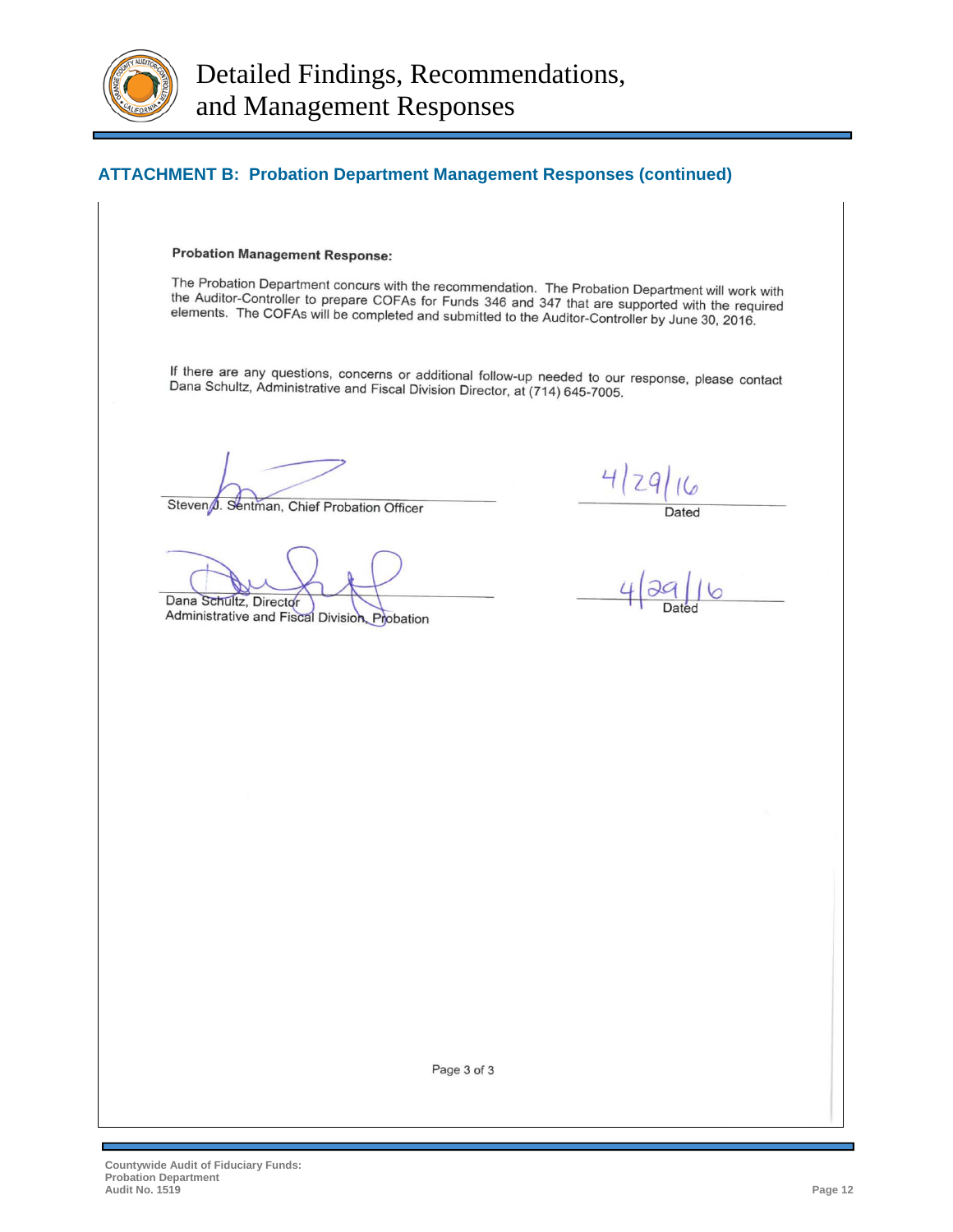# Detailed Findings, Recommendations, and Management Responses

## ATTACHMENT B: Probation Department Management Responses (continued)

**Probation Management Response:**

The Probation Department concurs with the recommendation. The Probation Department will work with the Auditor-Controller to prepare COFAs for Funds 346 and 347 that are supported with the required elements. The COFAs will be completed and submitted to the Auditor-Controller by June 30, 2016.

If there are any questions, concerns or additional follow-up needed to our response, please contact Dana Schultz, Administrative and Fiscal Division Director, at (714) 645-7005.

Steven J. Sentman, Chief Probation Officer — Dated 4/29/16

Dana Schultz, Director
Administrative and Fiscal Division, Probation — Dated 4/29/16